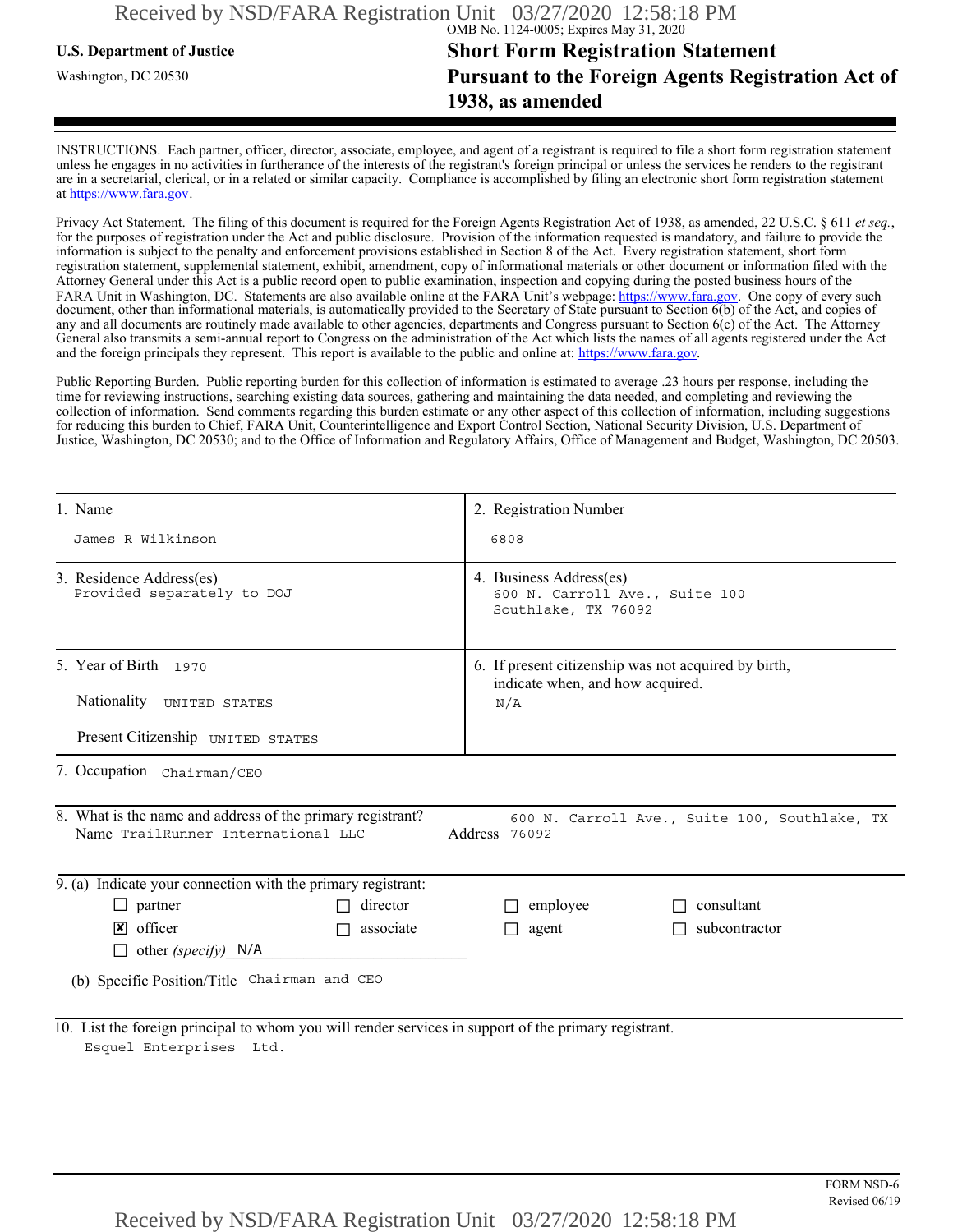OMB No. 1124-0005; Expires May 31, 2020

**U.S. Department of Justice**

Washington, DC 20530

# Short Form Registration Statement Pursuant to the Foreign Agents Registration Act of 1938, as amended

INSTRUCTIONS. Each partner, officer, director, associate, employee, and agent of a registrant is required to file a short form registration statement unless he engages in no activities in furtherance of the interests of the registrant's foreign principal or unless the services he renders to the registrant are in a secretarial, clerical, or in a related or similar capacity. Compliance is accomplished by filing an electronic short form registration statement at https://www.fara.gov.

Privacy Act Statement. The filing of this document is required for the Foreign Agents Registration Act of 1938, as amended, 22 U.S.C. § 611 *et seq.*, for the purposes of registration under the Act and public disclosure. Provision of the information requested is mandatory, and failure to provide the information is subject to the penalty and enforcement provisions established in Section 8 of the Act. Every registration statement, short form registration statement, supplemental statement, exhibit, amendment, copy of informational materials or other document or information filed with the Attorney General under this Act is a public record open to public examination, inspection and copying during the posted business hours of the FARA Unit in Washington, DC. Statements are also available online at the FARA Unit's webpage: https://www.fara.gov. One copy of every such document, other than informational materials, is automatically provided to the Secretary of State pursuant to Section 6(b) of the Act, and copies of any and all documents are routinely made available to other agencies, departments and Congress pursuant to Section 6(c) of the Act. The Attorney General also transmits a semi-annual report to Congress on the administration of the Act which lists the names of all agents registered under the Act and the foreign principals they represent. This report is available to the public and online at: https://www.fara.gov.

Public Reporting Burden. Public reporting burden for this collection of information is estimated to average .23 hours per response, including the time for reviewing instructions, searching existing data sources, gathering and maintaining the data needed, and completing and reviewing the collection of information. Send comments regarding this burden estimate or any other aspect of this collection of information, including suggestions for reducing this burden to Chief, FARA Unit, Counterintelligence and Export Control Section, National Security Division, U.S. Department of Justice, Washington, DC 20530; and to the Office of Information and Regulatory Affairs, Office of Management and Budget, Washington, DC 20503.

| | |
|---|---|
| 1. Name<br>James R Wilkinson | 2. Registration Number<br>6808 |
| 3. Residence Address(es)<br>Provided separately to DOJ | 4. Business Address(es)<br>600 N. Carroll Ave., Suite 100<br>Southlake, TX 76092 |
| 5. Year of Birth 1970<br>Nationality UNITED STATES<br>Present Citizenship UNITED STATES | 6. If present citizenship was not acquired by birth, indicate when, and how acquired.<br>N/A |

7. Occupation Chairman/CEO

8. What is the name and address of the primary registrant?
Name TrailRunner International LLC
Address 600 N. Carroll Ave., Suite 100, Southlake, TX 76092

9. (a) Indicate your connection with the primary registrant:

- ☐ partner
- ☒ officer
- ☐ other *(specify)* N/A
- ☐ director
- ☐ associate
- ☐ employee
- ☐ agent
- ☐ consultant
- ☐ subcontractor

(b) Specific Position/Title Chairman and CEO

10. List the foreign principal to whom you will render services in support of the primary registrant.

Esquel Enterprises Ltd.

FORM NSD-6
Revised 06/19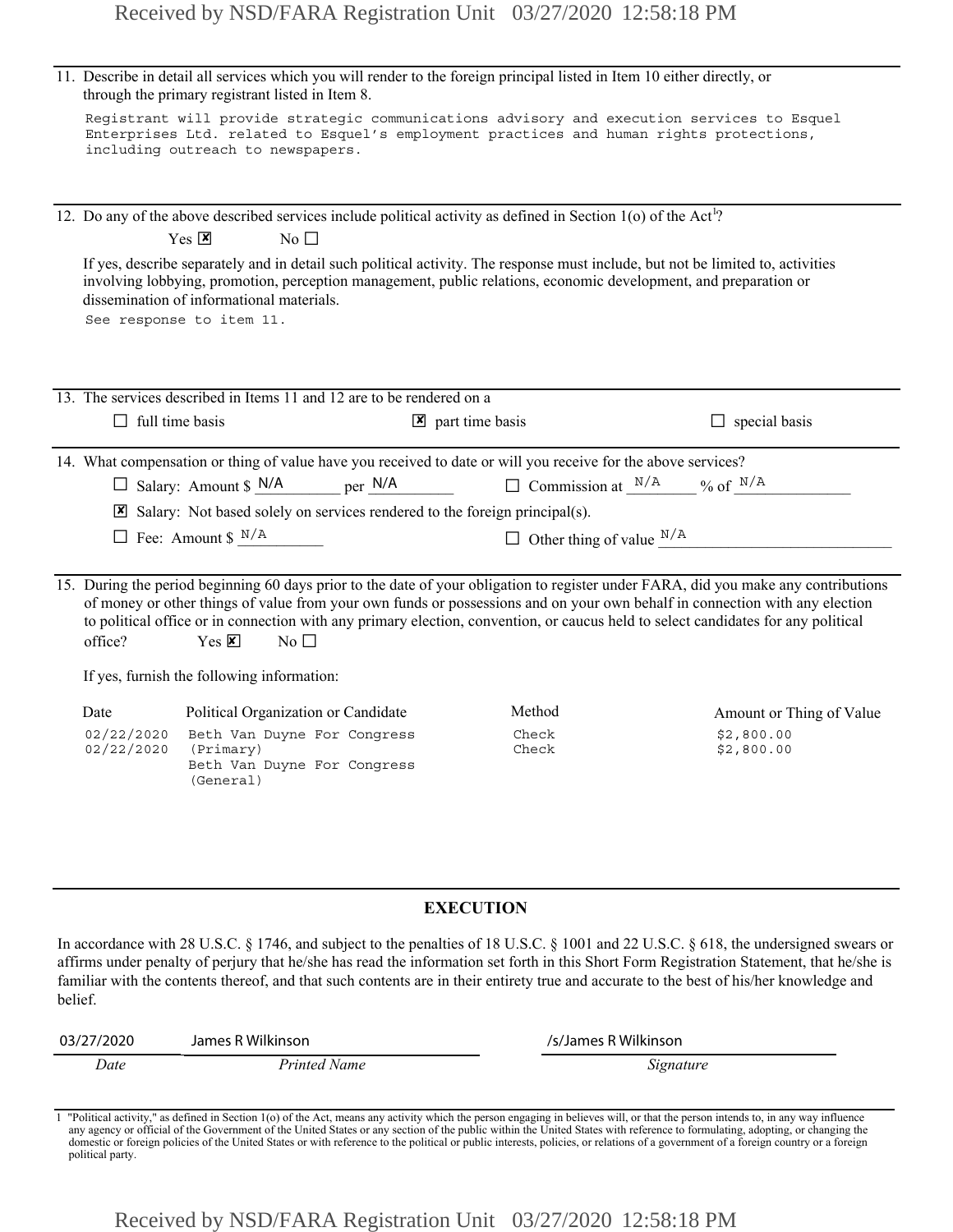11. Describe in detail all services which you will render to the foreign principal listed in Item 10 either directly, or through the primary registrant listed in Item 8.

Registrant will provide strategic communications advisory and execution services to Esquel Enterprises Ltd. related to Esquel's employment practices and human rights protections, including outreach to newspapers.

12. Do any of the above described services include political activity as defined in Section 1(o) of the Act[1]?

Yes ☒ No ☐

If yes, describe separately and in detail such political activity. The response must include, but not be limited to, activities involving lobbying, promotion, perception management, public relations, economic development, and preparation or dissemination of informational materials.

See response to item 11.

13. The services described in Items 11 and 12 are to be rendered on a

☐ full time basis ☒ part time basis ☐ special basis

14. What compensation or thing of value have you received to date or will you receive for the above services?

☐ Salary: Amount $ N/A per N/A ☐ Commission at N/A % of N/A

☒ Salary: Not based solely on services rendered to the foreign principal(s).

☐ Fee: Amount $ N/A ☐ Other thing of value N/A

15. During the period beginning 60 days prior to the date of your obligation to register under FARA, did you make any contributions of money or other things of value from your own funds or possessions and on your own behalf in connection with any election to political office or in connection with any primary election, convention, or caucus held to select candidates for any political office? Yes ☒ No ☐

If yes, furnish the following information:

| Date | Political Organization or Candidate | Method | Amount or Thing of Value |
|---|---|---|---|
| 02/22/2020 | Beth Van Duyne For Congress (Primary) | Check | $2,800.00 |
| 02/22/2020 | Beth Van Duyne For Congress (General) | Check | $2,800.00 |

## EXECUTION

In accordance with 28 U.S.C. § 1746, and subject to the penalties of 18 U.S.C. § 1001 and 22 U.S.C. § 618, the undersigned swears or affirms under penalty of perjury that he/she has read the information set forth in this Short Form Registration Statement, that he/she is familiar with the contents thereof, and that such contents are in their entirety true and accurate to the best of his/her knowledge and belief.

| 03/27/2020 | James R Wilkinson | /s/James R Wilkinson |
|---|---|---|
| *Date* | *Printed Name* | *Signature* |

[1] "Political activity," as defined in Section 1(o) of the Act, means any activity which the person engaging in believes will, or that the person intends to, in any way influence any agency or official of the Government of the United States or any section of the public within the United States with reference to formulating, adopting, or changing the domestic or foreign policies of the United States or with reference to the political or public interests, policies, or relations of a government of a foreign country or a foreign political party.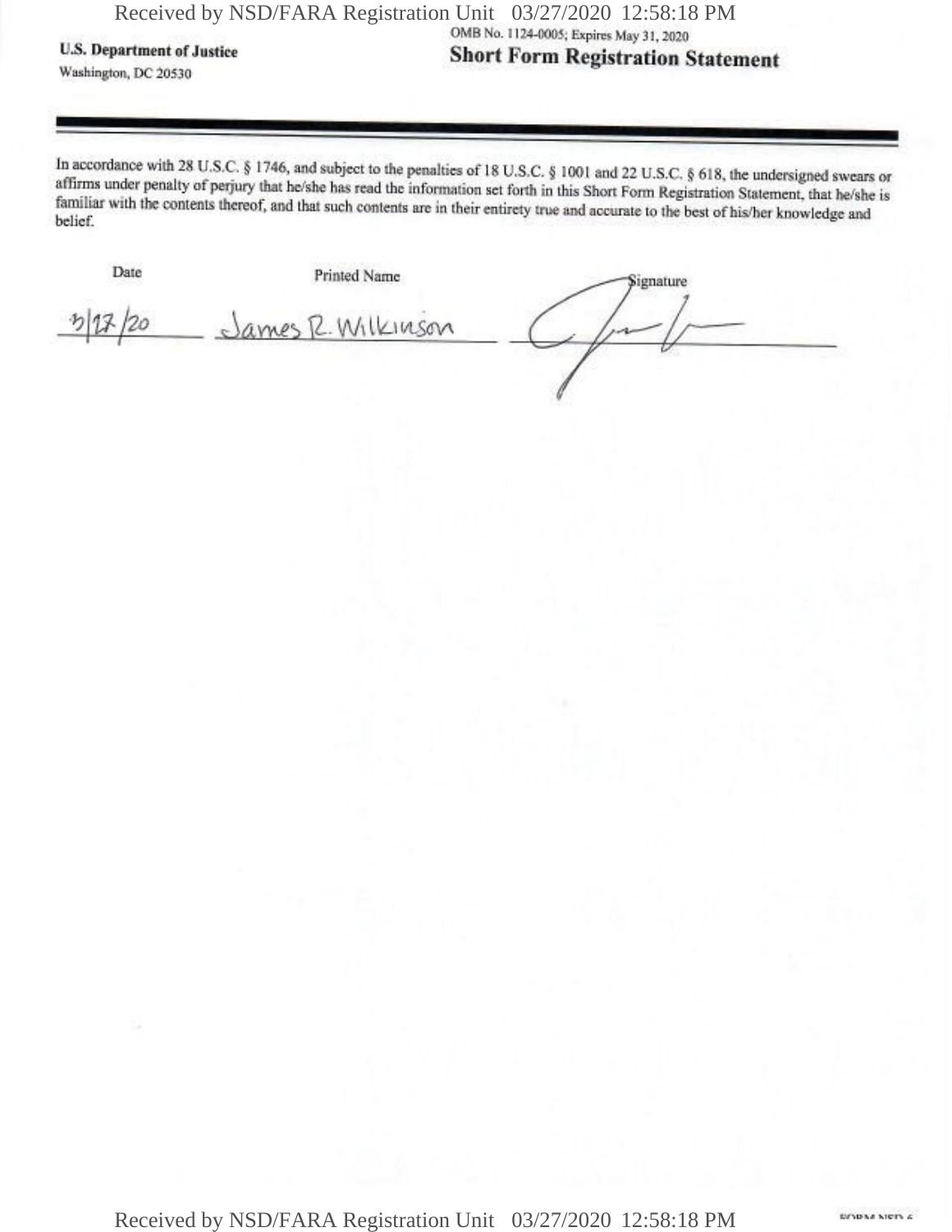U.S. Department of Justice

Washington, DC 20530

OMB No. 1124-0005; Expires May 31, 2020

## Short Form Registration Statement

In accordance with 28 U.S.C. § 1746, and subject to the penalties of 18 U.S.C. § 1001 and 22 U.S.C. § 618, the undersigned swears or affirms under penalty of perjury that he/she has read the information set forth in this Short Form Registration Statement, that he/she is familiar with the contents thereof, and that such contents are in their entirety true and accurate to the best of his/her knowledge and belief.

| Date | Printed Name | Signature |
| --- | --- | --- |
| 3/27/20 | James R. Wilkinson | [signature] |